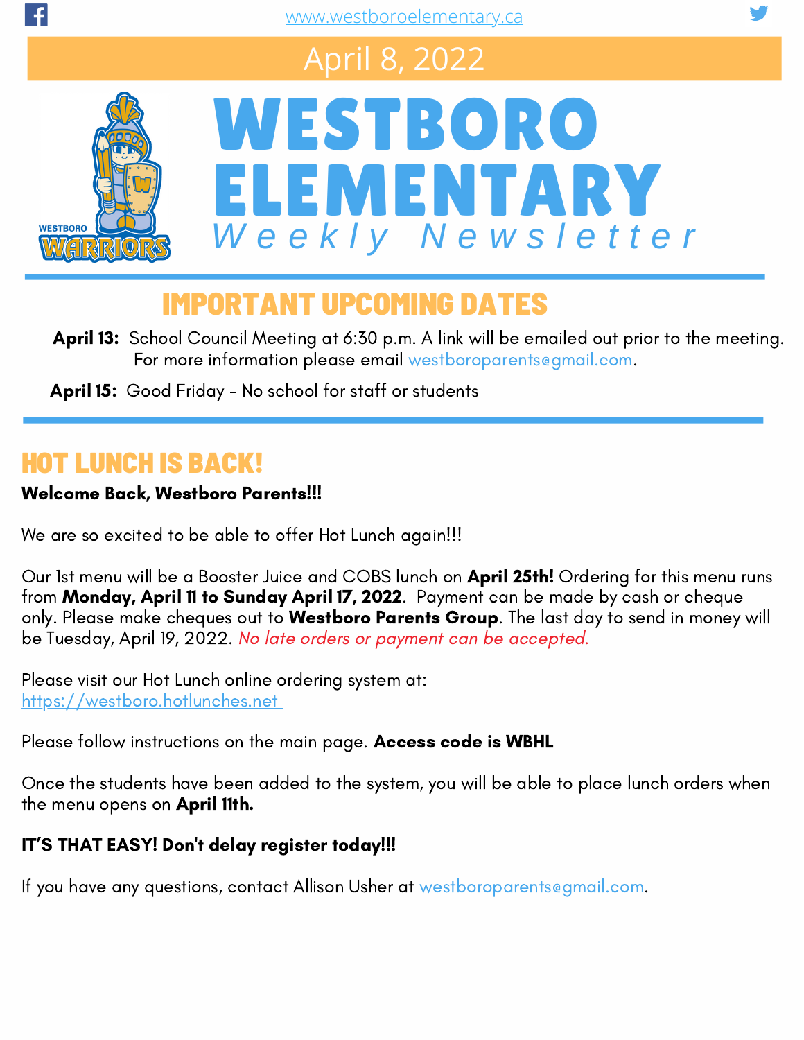www.westboroelementary.ca

April 8, 2022

# WESTBORO ELEMENTARY

Weekly Newsletter

## IMPORTANT UPCOMING DATES

**April 13:** School Council Meeting at 6:30 p.m. A link will be emailed out prior to the meeting. For more information please email westboroparents@gmail.com.

**April 15:** Good Friday – No school for staff or students

## HOT LUNCH IS BACK!

**Welcome Back, Westboro Parents!!!**

We are so excited to be able to offer Hot Lunch again!!!

Our 1st menu will be a Booster Juice and COBS lunch on **April 25th!** Ordering for this menu runs from **Monday, April 11 to Sunday April 17, 2022**. Payment can be made by cash or cheque only. Please make cheques out to **Westboro Parents Group**. The last day to send in money will be Tuesday, April 19, 2022. *No late orders or payment can be accepted.*

Please visit our Hot Lunch online ordering system at:
https://westboro.hotlunches.net

Please follow instructions on the main page. **Access code is WBHL**

Once the students have been added to the system, you will be able to place lunch orders when the menu opens on **April 11th.**

**IT'S THAT EASY! Don't delay register today!!!**

If you have any questions, contact Allison Usher at westboroparents@gmail.com.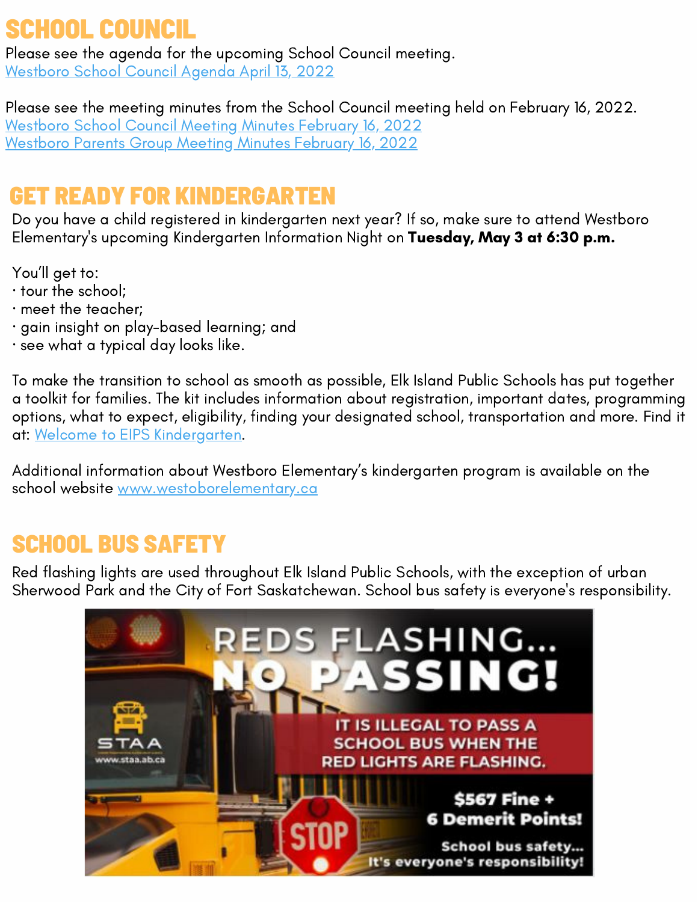## SCHOOL COUNCIL

Please see the agenda for the upcoming School Council meeting.
Westboro School Council Agenda April 13, 2022

Please see the meeting minutes from the School Council meeting held on February 16, 2022.
Westboro School Council Meeting Minutes February 16, 2022
Westboro Parents Group Meeting Minutes February 16, 2022

## GET READY FOR KINDERGARTEN

Do you have a child registered in kindergarten next year? If so, make sure to attend Westboro Elementary's upcoming Kindergarten Information Night on **Tuesday, May 3 at 6:30 p.m.**

You'll get to:

- tour the school;
- meet the teacher;
- gain insight on play-based learning; and
- see what a typical day looks like.

To make the transition to school as smooth as possible, Elk Island Public Schools has put together a toolkit for families. The kit includes information about registration, important dates, programming options, what to expect, eligibility, finding your designated school, transportation and more. Find it at: Welcome to EIPS Kindergarten.

Additional information about Westboro Elementary's kindergarten program is available on the school website www.westoborelementary.ca

## SCHOOL BUS SAFETY

Red flashing lights are used throughout Elk Island Public Schools, with the exception of urban Sherwood Park and the City of Fort Saskatchewan. School bus safety is everyone's responsibility.

REDS FLASHING... NO PASSING!

IT IS ILLEGAL TO PASS A SCHOOL BUS WHEN THE RED LIGHTS ARE FLASHING.

$567 Fine + 6 Demerit Points!

School bus safety... It's everyone's responsibility!

STAA www.staa.ab.ca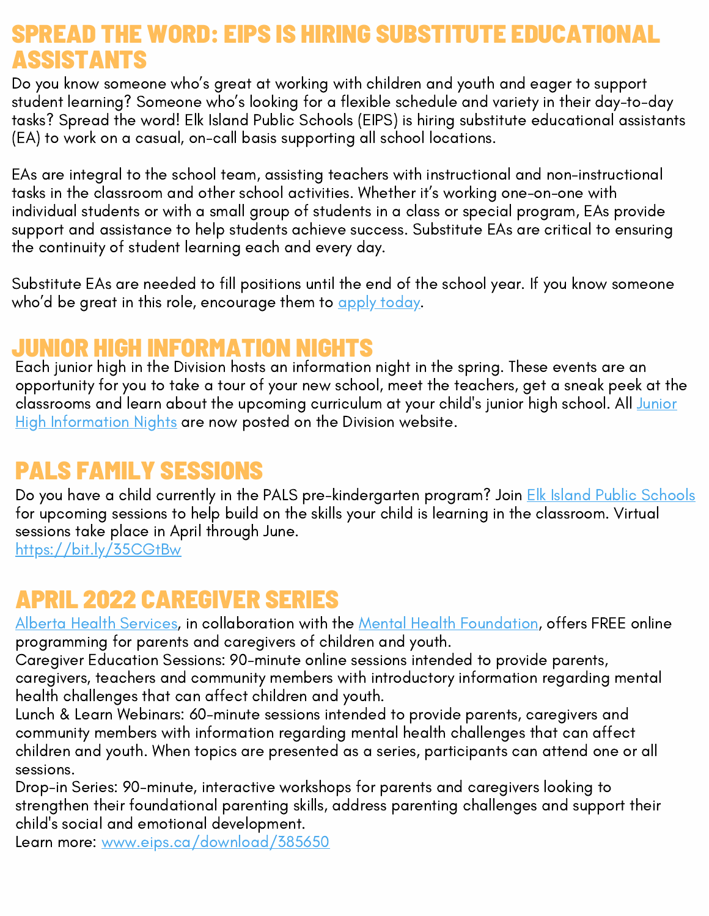## SPREAD THE WORD: EIPS IS HIRING SUBSTITUTE EDUCATIONAL ASSISTANTS

Do you know someone who's great at working with children and youth and eager to support student learning? Someone who's looking for a flexible schedule and variety in their day-to-day tasks? Spread the word! Elk Island Public Schools (EIPS) is hiring substitute educational assistants (EA) to work on a casual, on-call basis supporting all school locations.

EAs are integral to the school team, assisting teachers with instructional and non-instructional tasks in the classroom and other school activities. Whether it's working one-on-one with individual students or with a small group of students in a class or special program, EAs provide support and assistance to help students achieve success. Substitute EAs are critical to ensuring the continuity of student learning each and every day.

Substitute EAs are needed to fill positions until the end of the school year. If you know someone who'd be great in this role, encourage them to apply today.

## JUNIOR HIGH INFORMATION NIGHTS

Each junior high in the Division hosts an information night in the spring. These events are an opportunity for you to take a tour of your new school, meet the teachers, get a sneak peek at the classrooms and learn about the upcoming curriculum at your child's junior high school. All Junior High Information Nights are now posted on the Division website.

## PALS FAMILY SESSIONS

Do you have a child currently in the PALS pre-kindergarten program? Join Elk Island Public Schools for upcoming sessions to help build on the skills your child is learning in the classroom. Virtual sessions take place in April through June.
https://bit.ly/35CGtBw

## APRIL 2022 CAREGIVER SERIES

Alberta Health Services, in collaboration with the Mental Health Foundation, offers FREE online programming for parents and caregivers of children and youth.
Caregiver Education Sessions: 90-minute online sessions intended to provide parents, caregivers, teachers and community members with introductory information regarding mental health challenges that can affect children and youth.
Lunch & Learn Webinars: 60-minute sessions intended to provide parents, caregivers and community members with information regarding mental health challenges that can affect children and youth. When topics are presented as a series, participants can attend one or all sessions.
Drop-in Series: 90-minute, interactive workshops for parents and caregivers looking to strengthen their foundational parenting skills, address parenting challenges and support their child's social and emotional development.
Learn more: www.eips.ca/download/385650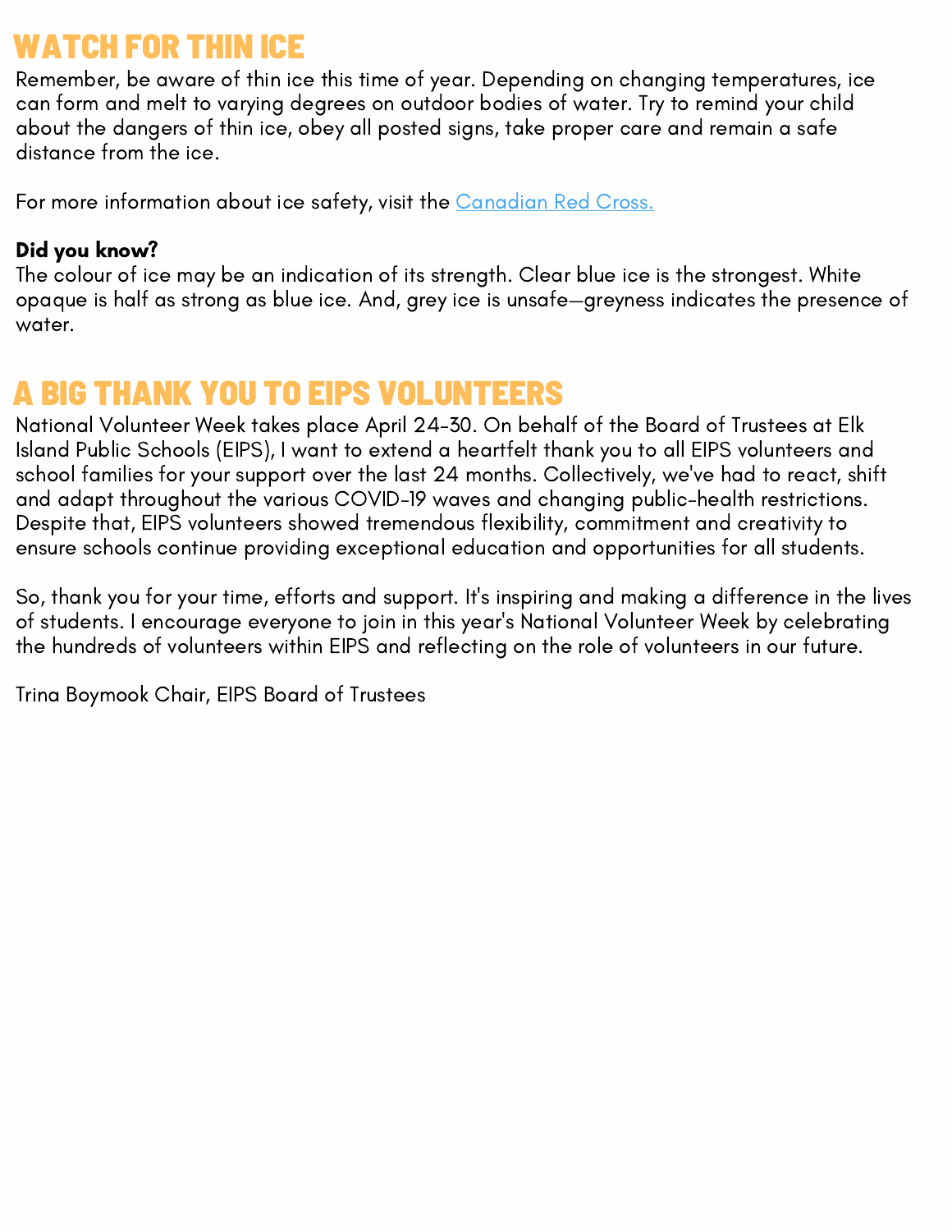## WATCH FOR THIN ICE

Remember, be aware of thin ice this time of year. Depending on changing temperatures, ice can form and melt to varying degrees on outdoor bodies of water. Try to remind your child about the dangers of thin ice, obey all posted signs, take proper care and remain a safe distance from the ice.

For more information about ice safety, visit the [Canadian Red Cross.]()

**Did you know?**
The colour of ice may be an indication of its strength. Clear blue ice is the strongest. White opaque is half as strong as blue ice. And, grey ice is unsafe—greyness indicates the presence of water.

## A BIG THANK YOU TO EIPS VOLUNTEERS

National Volunteer Week takes place April 24-30. On behalf of the Board of Trustees at Elk Island Public Schools (EIPS), I want to extend a heartfelt thank you to all EIPS volunteers and school families for your support over the last 24 months. Collectively, we've had to react, shift and adapt throughout the various COVID-19 waves and changing public-health restrictions. Despite that, EIPS volunteers showed tremendous flexibility, commitment and creativity to ensure schools continue providing exceptional education and opportunities for all students.

So, thank you for your time, efforts and support. It's inspiring and making a difference in the lives of students. I encourage everyone to join in this year's National Volunteer Week by celebrating the hundreds of volunteers within EIPS and reflecting on the role of volunteers in our future.

Trina Boymook Chair, EIPS Board of Trustees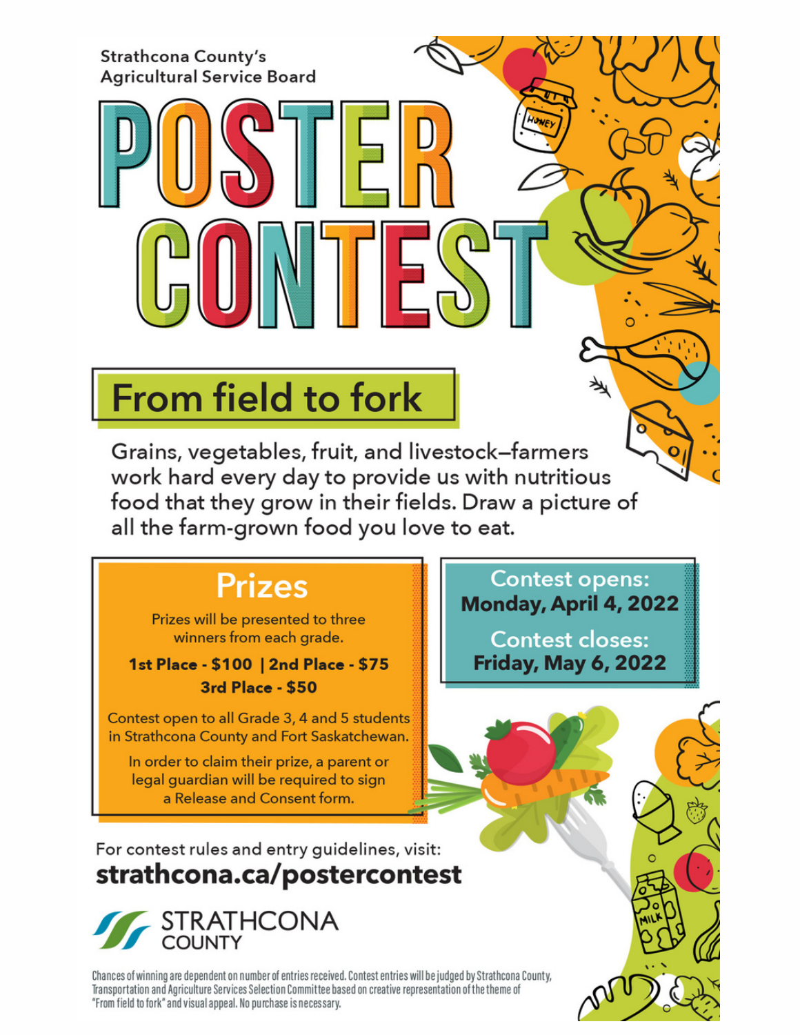Strathcona County's Agricultural Service Board

# POSTER CONTEST

## From field to fork

Grains, vegetables, fruit, and livestock–farmers work hard every day to provide us with nutritious food that they grow in their fields. Draw a picture of all the farm-grown food you love to eat.

## Prizes

Prizes will be presented to three winners from each grade.

**1st Place - $100 | 2nd Place - $75**
**3rd Place - $50**

Contest open to all Grade 3, 4 and 5 students in Strathcona County and Fort Saskatchewan.

In order to claim their prize, a parent or legal guardian will be required to sign a Release and Consent form.

Contest opens:
**Monday, April 4, 2022**

Contest closes:
**Friday, May 6, 2022**

For contest rules and entry guidelines, visit:
**strathcona.ca/postercontest**

STRATHCONA COUNTY

Chances of winning are dependent on number of entries received. Contest entries will be judged by Strathcona County, Transportation and Agriculture Services Selection Committee based on creative representation of the theme of "From field to fork" and visual appeal. No purchase is necessary.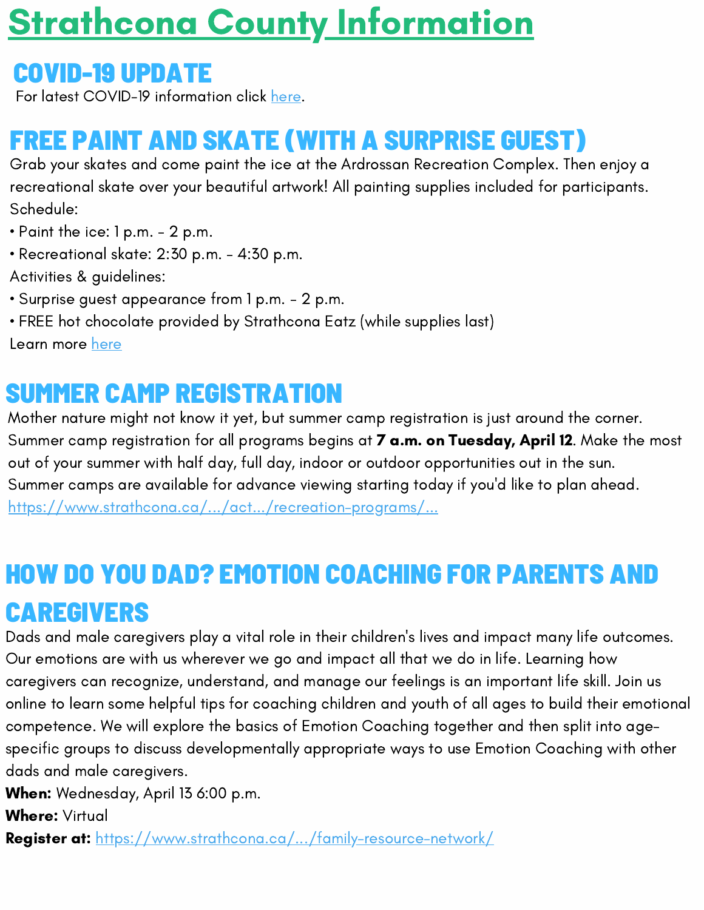# Strathcona County Information

## COVID-19 UPDATE

For latest COVID-19 information click here.

## FREE PAINT AND SKATE (WITH A SURPRISE GUEST)

Grab your skates and come paint the ice at the Ardrossan Recreation Complex. Then enjoy a recreational skate over your beautiful artwork! All painting supplies included for participants.

Schedule:

- Paint the ice: 1 p.m. - 2 p.m.
- Recreational skate: 2:30 p.m. - 4:30 p.m.

Activities & guidelines:

- Surprise guest appearance from 1 p.m. - 2 p.m.
- FREE hot chocolate provided by Strathcona Eatz (while supplies last)

Learn more here

## SUMMER CAMP REGISTRATION

Mother nature might not know it yet, but summer camp registration is just around the corner. Summer camp registration for all programs begins at **7 a.m. on Tuesday, April 12**. Make the most out of your summer with half day, full day, indoor or outdoor opportunities out in the sun. Summer camps are available for advance viewing starting today if you'd like to plan ahead.

https://www.strathcona.ca/.../act.../recreation-programs/...

## HOW DO YOU DAD? EMOTION COACHING FOR PARENTS AND CAREGIVERS

Dads and male caregivers play a vital role in their children's lives and impact many life outcomes. Our emotions are with us wherever we go and impact all that we do in life. Learning how caregivers can recognize, understand, and manage our feelings is an important life skill. Join us online to learn some helpful tips for coaching children and youth of all ages to build their emotional competence. We will explore the basics of Emotion Coaching together and then split into age-specific groups to discuss developmentally appropriate ways to use Emotion Coaching with other dads and male caregivers.

**When:** Wednesday, April 13 6:00 p.m.

**Where:** Virtual

**Register at:** https://www.strathcona.ca/.../family-resource-network/